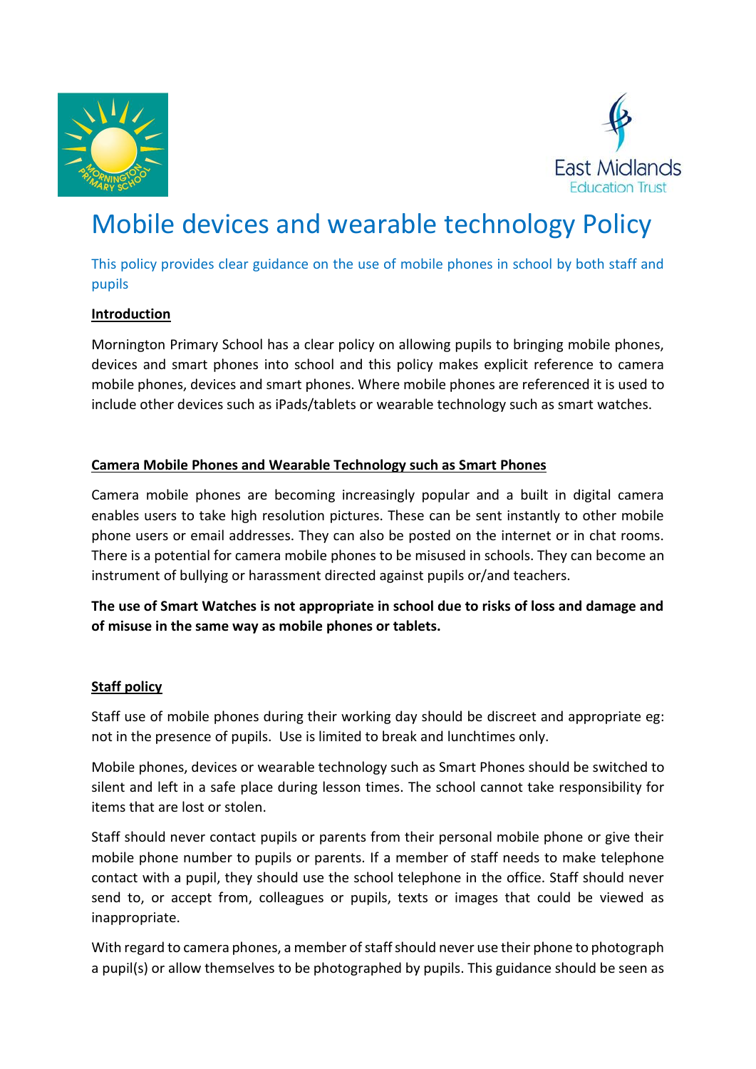# Mobile devices and wearable technology Policy

This policy provides clear guidance on the use of mobile phones in school by both staff and pupils

**Introduction**

Mornington Primary School has a clear policy on allowing pupils to bringing mobile phones, devices and smart phones into school and this policy makes explicit reference to camera mobile phones, devices and smart phones. Where mobile phones are referenced it is used to include other devices such as iPads/tablets or wearable technology such as smart watches.

**Camera Mobile Phones and Wearable Technology such as Smart Phones**

Camera mobile phones are becoming increasingly popular and a built in digital camera enables users to take high resolution pictures. These can be sent instantly to other mobile phone users or email addresses. They can also be posted on the internet or in chat rooms. There is a potential for camera mobile phones to be misused in schools. They can become an instrument of bullying or harassment directed against pupils or/and teachers.

**The use of Smart Watches is not appropriate in school due to risks of loss and damage and of misuse in the same way as mobile phones or tablets.**

**Staff policy**

Staff use of mobile phones during their working day should be discreet and appropriate eg: not in the presence of pupils. Use is limited to break and lunchtimes only.

Mobile phones, devices or wearable technology such as Smart Phones should be switched to silent and left in a safe place during lesson times. The school cannot take responsibility for items that are lost or stolen.

Staff should never contact pupils or parents from their personal mobile phone or give their mobile phone number to pupils or parents. If a member of staff needs to make telephone contact with a pupil, they should use the school telephone in the office. Staff should never send to, or accept from, colleagues or pupils, texts or images that could be viewed as inappropriate.

With regard to camera phones, a member of staff should never use their phone to photograph a pupil(s) or allow themselves to be photographed by pupils. This guidance should be seen as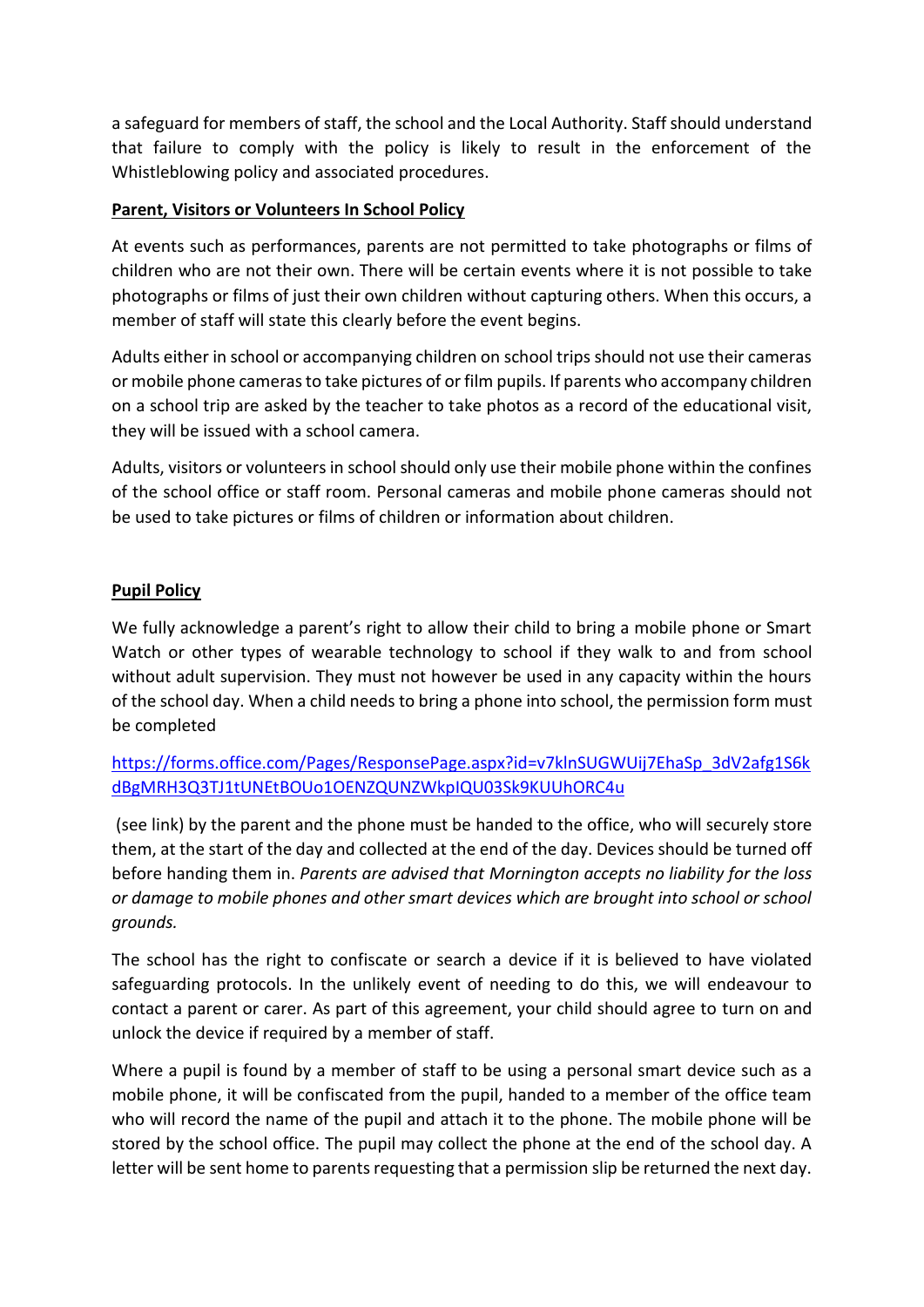a safeguard for members of staff, the school and the Local Authority. Staff should understand that failure to comply with the policy is likely to result in the enforcement of the Whistleblowing policy and associated procedures.

**Parent, Visitors or Volunteers In School Policy**

At events such as performances, parents are not permitted to take photographs or films of children who are not their own. There will be certain events where it is not possible to take photographs or films of just their own children without capturing others. When this occurs, a member of staff will state this clearly before the event begins.

Adults either in school or accompanying children on school trips should not use their cameras or mobile phone cameras to take pictures of or film pupils. If parents who accompany children on a school trip are asked by the teacher to take photos as a record of the educational visit, they will be issued with a school camera.

Adults, visitors or volunteers in school should only use their mobile phone within the confines of the school office or staff room. Personal cameras and mobile phone cameras should not be used to take pictures or films of children or information about children.

**Pupil Policy**

We fully acknowledge a parent's right to allow their child to bring a mobile phone or Smart Watch or other types of wearable technology to school if they walk to and from school without adult supervision. They must not however be used in any capacity within the hours of the school day. When a child needs to bring a phone into school, the permission form must be completed

https://forms.office.com/Pages/ResponsePage.aspx?id=v7klnSUGWUij7EhaSp_3dV2afg1S6kdBgMRH3Q3TJ1tUNEtBOUo1OENZQUNZWkpIQU03Sk9KUUhORC4u

(see link) by the parent and the phone must be handed to the office, who will securely store them, at the start of the day and collected at the end of the day. Devices should be turned off before handing them in. *Parents are advised that Mornington accepts no liability for the loss or damage to mobile phones and other smart devices which are brought into school or school grounds.*

The school has the right to confiscate or search a device if it is believed to have violated safeguarding protocols. In the unlikely event of needing to do this, we will endeavour to contact a parent or carer. As part of this agreement, your child should agree to turn on and unlock the device if required by a member of staff.

Where a pupil is found by a member of staff to be using a personal smart device such as a mobile phone, it will be confiscated from the pupil, handed to a member of the office team who will record the name of the pupil and attach it to the phone. The mobile phone will be stored by the school office. The pupil may collect the phone at the end of the school day. A letter will be sent home to parents requesting that a permission slip be returned the next day.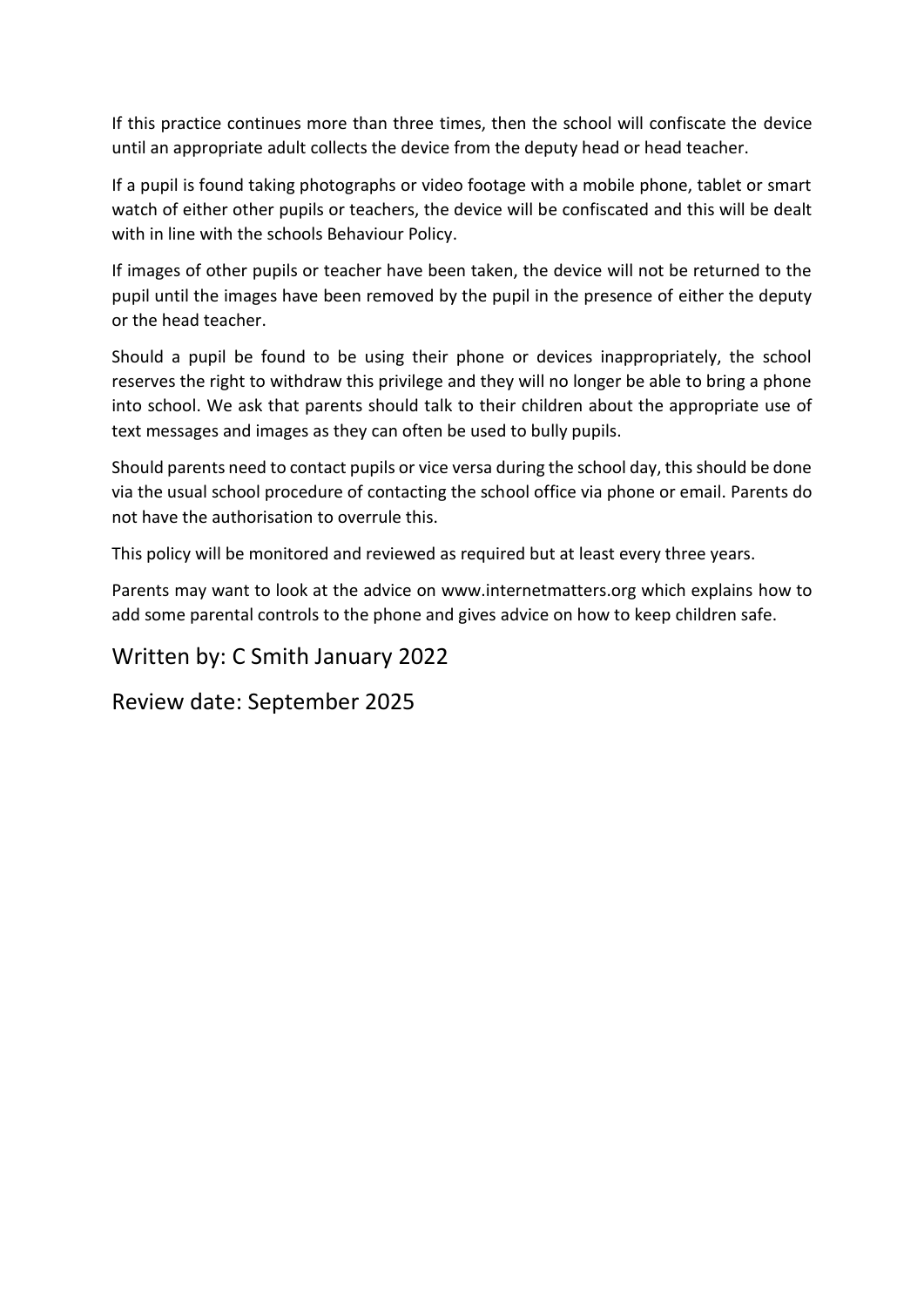If this practice continues more than three times, then the school will confiscate the device until an appropriate adult collects the device from the deputy head or head teacher.

If a pupil is found taking photographs or video footage with a mobile phone, tablet or smart watch of either other pupils or teachers, the device will be confiscated and this will be dealt with in line with the schools Behaviour Policy.

If images of other pupils or teacher have been taken, the device will not be returned to the pupil until the images have been removed by the pupil in the presence of either the deputy or the head teacher.

Should a pupil be found to be using their phone or devices inappropriately, the school reserves the right to withdraw this privilege and they will no longer be able to bring a phone into school. We ask that parents should talk to their children about the appropriate use of text messages and images as they can often be used to bully pupils.

Should parents need to contact pupils or vice versa during the school day, this should be done via the usual school procedure of contacting the school office via phone or email. Parents do not have the authorisation to overrule this.

This policy will be monitored and reviewed as required but at least every three years.

Parents may want to look at the advice on www.internetmatters.org which explains how to add some parental controls to the phone and gives advice on how to keep children safe.

## Written by: C Smith January 2022

## Review date: September 2025